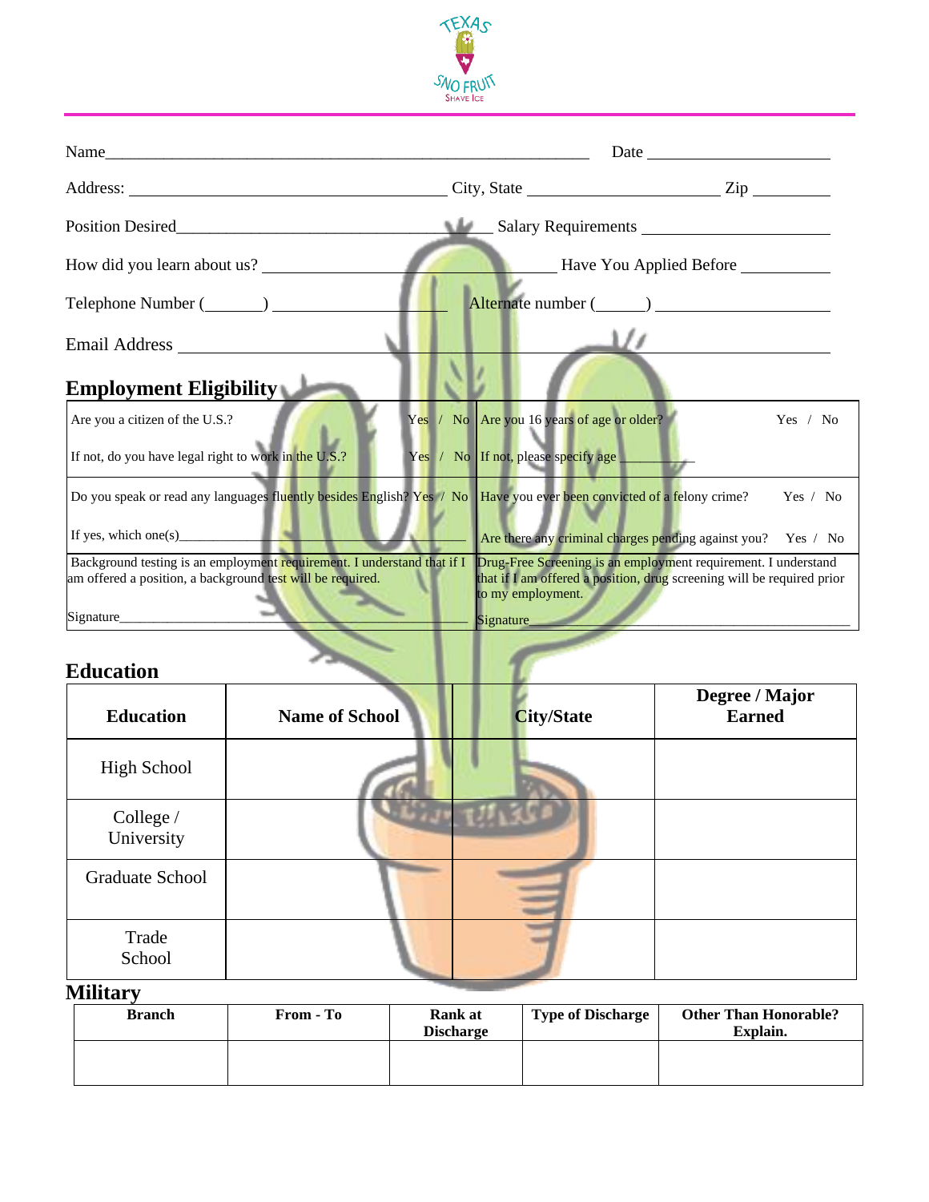Name_________________________________________________________ Date ______________________

Address: ________________________________________ City, State ________________________ Zip __________

Position Desired______________________________________ Salary Requirements ________________________

How did you learn about us? ______________________________________ Have You Applied Before ___________

Telephone Number (_______) ____________________ Alternate number (______) ______________________

Email Address ____________________________________________________________________________

## Employment Eligibility

| | |
|---|---|
| Are you a citizen of the U.S.? Yes / No | Are you 16 years of age or older? Yes / No |
| If not, do you have legal right to work in the U.S.? Yes / No | If not, please specify age __________ |
| Do you speak or read any languages fluently besides English? Yes / No | Have you ever been convicted of a felony crime? Yes / No |
| If yes, which one(s)______________________________ | Are there any criminal charges pending against you? Yes / No |
| Background testing is an employment requirement. I understand that if I am offered a position, a background test will be required.<br><br>Signature______________________________ | Drug-Free Screening is an employment requirement. I understand that if I am offered a position, drug screening will be required prior to my employment.<br><br>Signature______________________________ |

## Education

| Education | Name of School | City/State | Degree / Major Earned |
|---|---|---|---|
| High School | | | |
| College / University | | | |
| Graduate School | | | |
| Trade School | | | |

## Military

| Branch | From - To | Rank at Discharge | Type of Discharge | Other Than Honorable? Explain. |
|---|---|---|---|---|
| | | | | |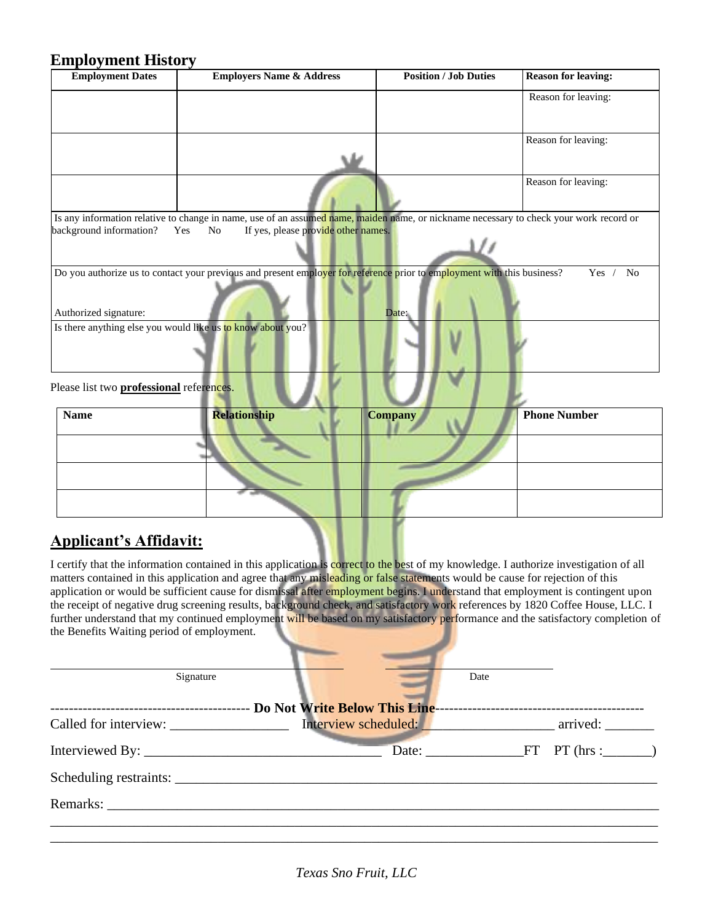## Employment History

| Employment Dates | Employers Name & Address | Position / Job Duties | Reason for leaving: |
|---|---|---|---|
| | | | Reason for leaving: |
| | | | Reason for leaving: |
| | | | Reason for leaving: |

Is any information relative to change in name, use of an assumed name, maiden name, or nickname necessary to check your work record or background information? Yes No If yes, please provide other names.

Do you authorize us to contact your previous and present employer for reference prior to employment with this business? Yes / No

Authorized signature: Date:

Is there anything else you would like us to know about you?

Please list two **professional** references.

| Name | Relationship | Company | Phone Number |
|---|---|---|---|
| | | | |
| | | | |
| | | | |

## Applicant's Affidavit:

I certify that the information contained in this application is correct to the best of my knowledge. I authorize investigation of all matters contained in this application and agree that any misleading or false statements would be cause for rejection of this application or would be sufficient cause for dismissal after employment begins. I understand that employment is contingent upon the receipt of negative drug screening results, background check, and satisfactory work references by 1820 Coffee House, LLC. I further understand that my continued employment will be based on my satisfactory performance and the satisfactory completion of the Benefits Waiting period of employment.

_______________________________________ _______________________

Signature Date

------------------------------------------ **Do Not Write Below This Line** ------------------------------------------

Called for interview: ________________ Interview scheduled: ____________________ arrived: _______

Interviewed By: __________________________________ Date: ______________FT PT (hrs :_______)

Scheduling restraints: ___________________________________________________________________

Remarks: ____________________________________________________________________________

______________________________________________________________________________________

______________________________________________________________________________________

*Texas Sno Fruit, LLC*